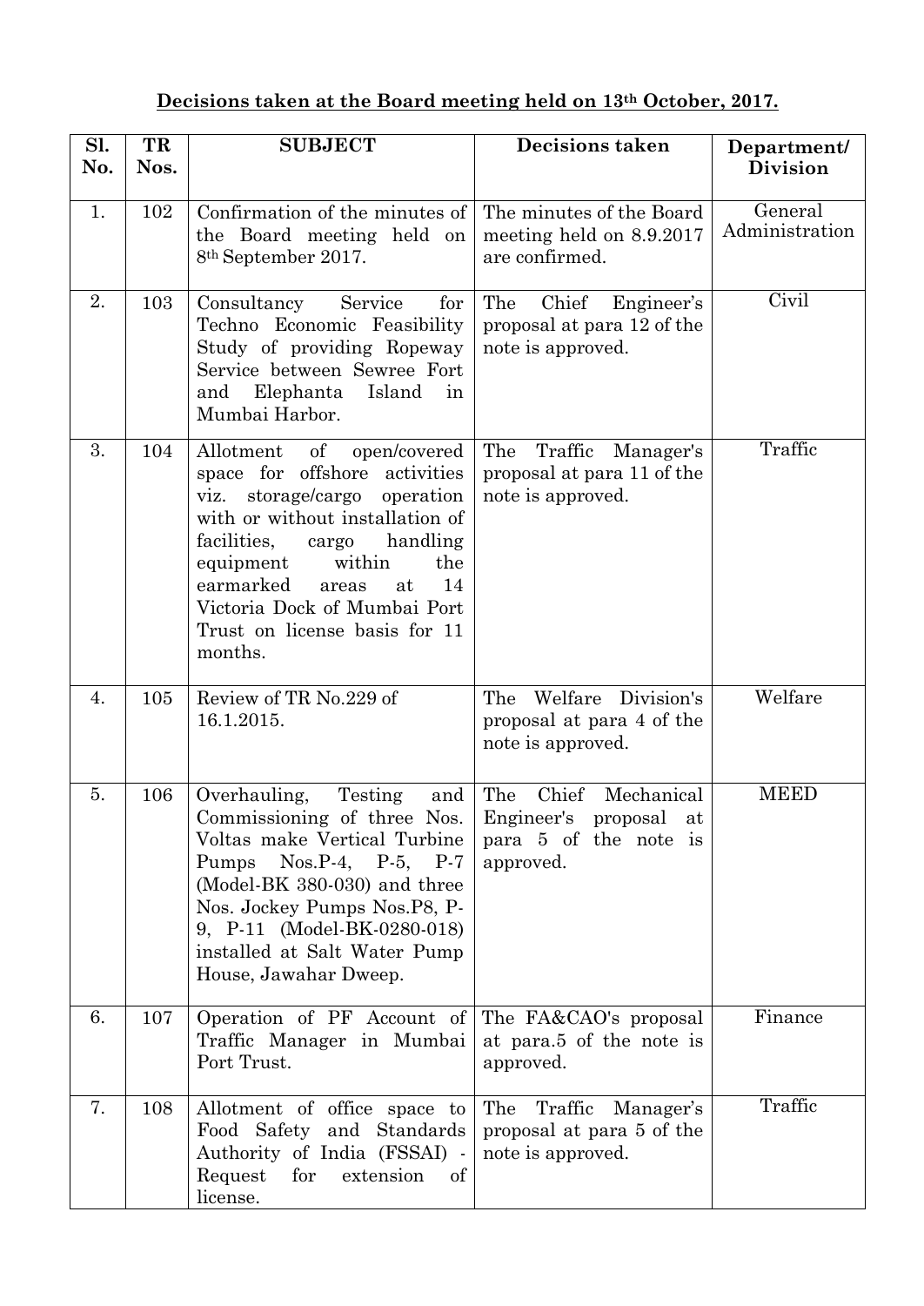**Decisions taken at the Board meeting held on 13th October, 2017.**

| Sl. No. | TR Nos. | SUBJECT | Decisions taken | Department/ Division |
|---|---|---|---|---|
| 1. | 102 | Confirmation of the minutes of the Board meeting held on 8th September 2017. | The minutes of the Board meeting held on 8.9.2017 are confirmed. | General Administration |
| 2. | 103 | Consultancy Service for Techno Economic Feasibility Study of providing Ropeway Service between Sewree Fort and Elephanta Island in Mumbai Harbor. | The Chief Engineer's proposal at para 12 of the note is approved. | Civil |
| 3. | 104 | Allotment of open/covered space for offshore activities viz. storage/cargo operation with or without installation of facilities, cargo handling equipment within the earmarked areas at 14 Victoria Dock of Mumbai Port Trust on license basis for 11 months. | The Traffic Manager's proposal at para 11 of the note is approved. | Traffic |
| 4. | 105 | Review of TR No.229 of 16.1.2015. | The Welfare Division's proposal at para 4 of the note is approved. | Welfare |
| 5. | 106 | Overhauling, Testing and Commissioning of three Nos. Voltas make Vertical Turbine Pumps Nos.P-4, P-5, P-7 (Model-BK 380-030) and three Nos. Jockey Pumps Nos.P8, P-9, P-11 (Model-BK-0280-018) installed at Salt Water Pump House, Jawahar Dweep. | The Chief Mechanical Engineer's proposal at para 5 of the note is approved. | MEED |
| 6. | 107 | Operation of PF Account of Traffic Manager in Mumbai Port Trust. | The FA&CAO's proposal at para.5 of the note is approved. | Finance |
| 7. | 108 | Allotment of office space to Food Safety and Standards Authority of India (FSSAI) - Request for extension of license. | The Traffic Manager's proposal at para 5 of the note is approved. | Traffic |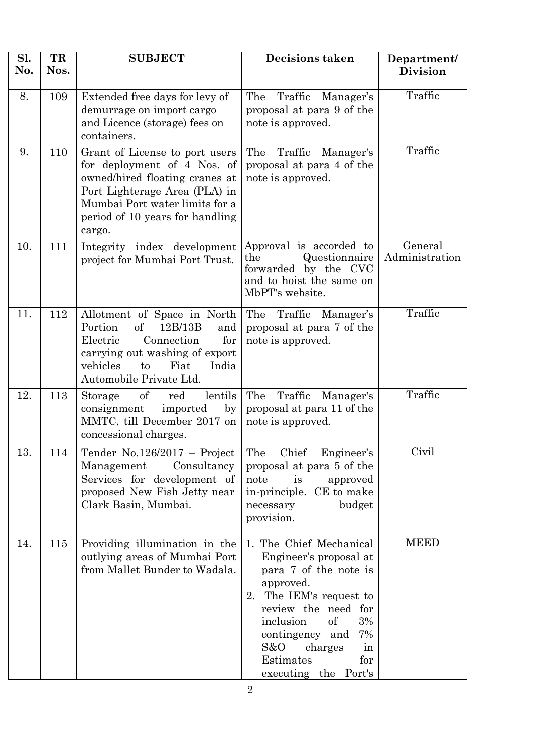| Sl. No. | TR Nos. | SUBJECT | Decisions taken | Department/ Division |
|---|---|---|---|---|
| 8. | 109 | Extended free days for levy of demurrage on import cargo and Licence (storage) fees on containers. | The Traffic Manager's proposal at para 9 of the note is approved. | Traffic |
| 9. | 110 | Grant of License to port users for deployment of 4 Nos. of owned/hired floating cranes at Port Lighterage Area (PLA) in Mumbai Port water limits for a period of 10 years for handling cargo. | The Traffic Manager's proposal at para 4 of the note is approved. | Traffic |
| 10. | 111 | Integrity index development project for Mumbai Port Trust. | Approval is accorded to the Questionnaire forwarded by the CVC and to hoist the same on MbPT's website. | General Administration |
| 11. | 112 | Allotment of Space in North Portion of 12B/13B and Electric Connection for carrying out washing of export vehicles to Fiat India Automobile Private Ltd. | The Traffic Manager's proposal at para 7 of the note is approved. | Traffic |
| 12. | 113 | Storage of red lentils consignment imported by MMTC, till December 2017 on concessional charges. | The Traffic Manager's proposal at para 11 of the note is approved. | Traffic |
| 13. | 114 | Tender No.126/2017 – Project Management Consultancy Services for development of proposed New Fish Jetty near Clark Basin, Mumbai. | The Chief Engineer's proposal at para 5 of the note is approved in-principle. CE to make necessary budget provision. | Civil |
| 14. | 115 | Providing illumination in the outlying areas of Mumbai Port from Mallet Bunder to Wadala. | 1. The Chief Mechanical Engineer's proposal at para 7 of the note is approved.<br>2. The IEM's request to review the need for inclusion of 3% contingency and 7% S&O charges in Estimates for executing the Port's | MEED |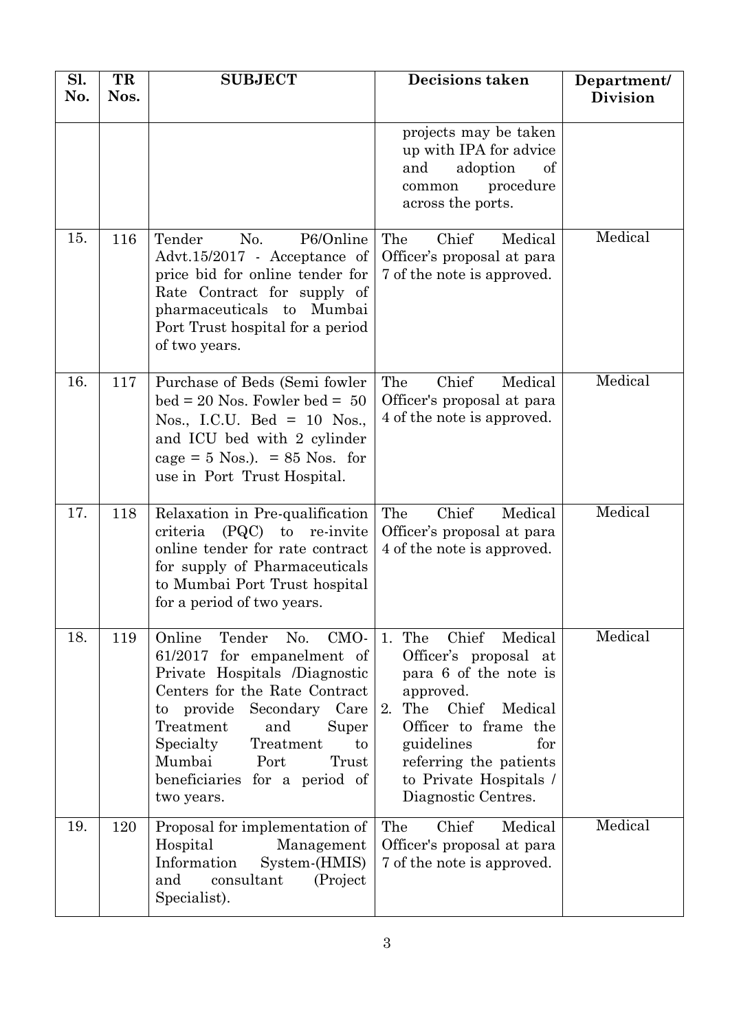| Sl. No. | TR Nos. | SUBJECT | Decisions taken | Department/ Division |
|---|---|---|---|---|
| | | | projects may be taken up with IPA for advice and adoption of common procedure across the ports. | |
| 15. | 116 | Tender No. P6/Online Advt.15/2017 - Acceptance of price bid for online tender for Rate Contract for supply of pharmaceuticals to Mumbai Port Trust hospital for a period of two years. | The Chief Medical Officer's proposal at para 7 of the note is approved. | Medical |
| 16. | 117 | Purchase of Beds (Semi fowler bed = 20 Nos. Fowler bed = 50 Nos., I.C.U. Bed = 10 Nos., and ICU bed with 2 cylinder cage = 5 Nos.). = 85 Nos. for use in Port Trust Hospital. | The Chief Medical Officer's proposal at para 4 of the note is approved. | Medical |
| 17. | 118 | Relaxation in Pre-qualification criteria (PQC) to re-invite online tender for rate contract for supply of Pharmaceuticals to Mumbai Port Trust hospital for a period of two years. | The Chief Medical Officer's proposal at para 4 of the note is approved. | Medical |
| 18. | 119 | Online Tender No. CMO-61/2017 for empanelment of Private Hospitals /Diagnostic Centers for the Rate Contract to provide Secondary Care Treatment and Super Specialty Treatment to Mumbai Port Trust beneficiaries for a period of two years. | 1. The Chief Medical Officer's proposal at para 6 of the note is approved.<br>2. The Chief Medical Officer to frame the guidelines for referring the patients to Private Hospitals / Diagnostic Centres. | Medical |
| 19. | 120 | Proposal for implementation of Hospital Management Information System-(HMIS) and consultant (Project Specialist). | The Chief Medical Officer's proposal at para 7 of the note is approved. | Medical |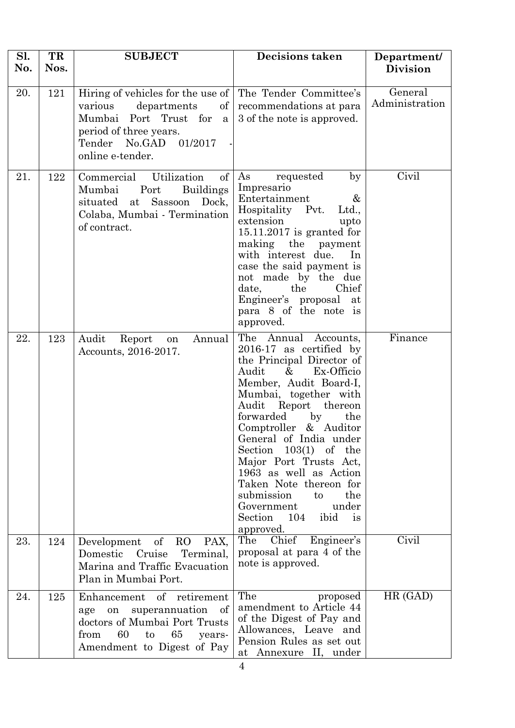| Sl. No. | TR Nos. | SUBJECT | Decisions taken | Department/ Division |
|---|---|---|---|---|
| 20. | 121 | Hiring of vehicles for the use of various departments of Mumbai Port Trust for a period of three years. Tender No.GAD 01/2017 - online e-tender. | The Tender Committee's recommendations at para 3 of the note is approved. | General Administration |
| 21. | 122 | Commercial Utilization of Mumbai Port Buildings situated at Sassoon Dock, Colaba, Mumbai - Termination of contract. | As requested by Impresario Entertainment & Hospitality Pvt. Ltd., extension upto 15.11.2017 is granted for making the payment with interest due. In case the said payment is not made by the due date, the Chief Engineer's proposal at para 8 of the note is approved. | Civil |
| 22. | 123 | Audit Report on Annual Accounts, 2016-2017. | The Annual Accounts, 2016-17 as certified by the Principal Director of Audit & Ex-Officio Member, Audit Board-I, Mumbai, together with Audit Report thereon forwarded by the Comptroller & Auditor General of India under Section 103(1) of the Major Port Trusts Act, 1963 as well as Action Taken Note thereon for submission to the Government under Section 104 ibid is approved. | Finance |
| 23. | 124 | Development of RO PAX, Domestic Cruise Terminal, Marina and Traffic Evacuation Plan in Mumbai Port. | The Chief Engineer's proposal at para 4 of the note is approved. | Civil |
| 24. | 125 | Enhancement of retirement age on superannuation of doctors of Mumbai Port Trusts from 60 to 65 years-Amendment to Digest of Pay | The proposed amendment to Article 44 of the Digest of Pay and Allowances, Leave and Pension Rules as set out at Annexure II, under | HR (GAD) |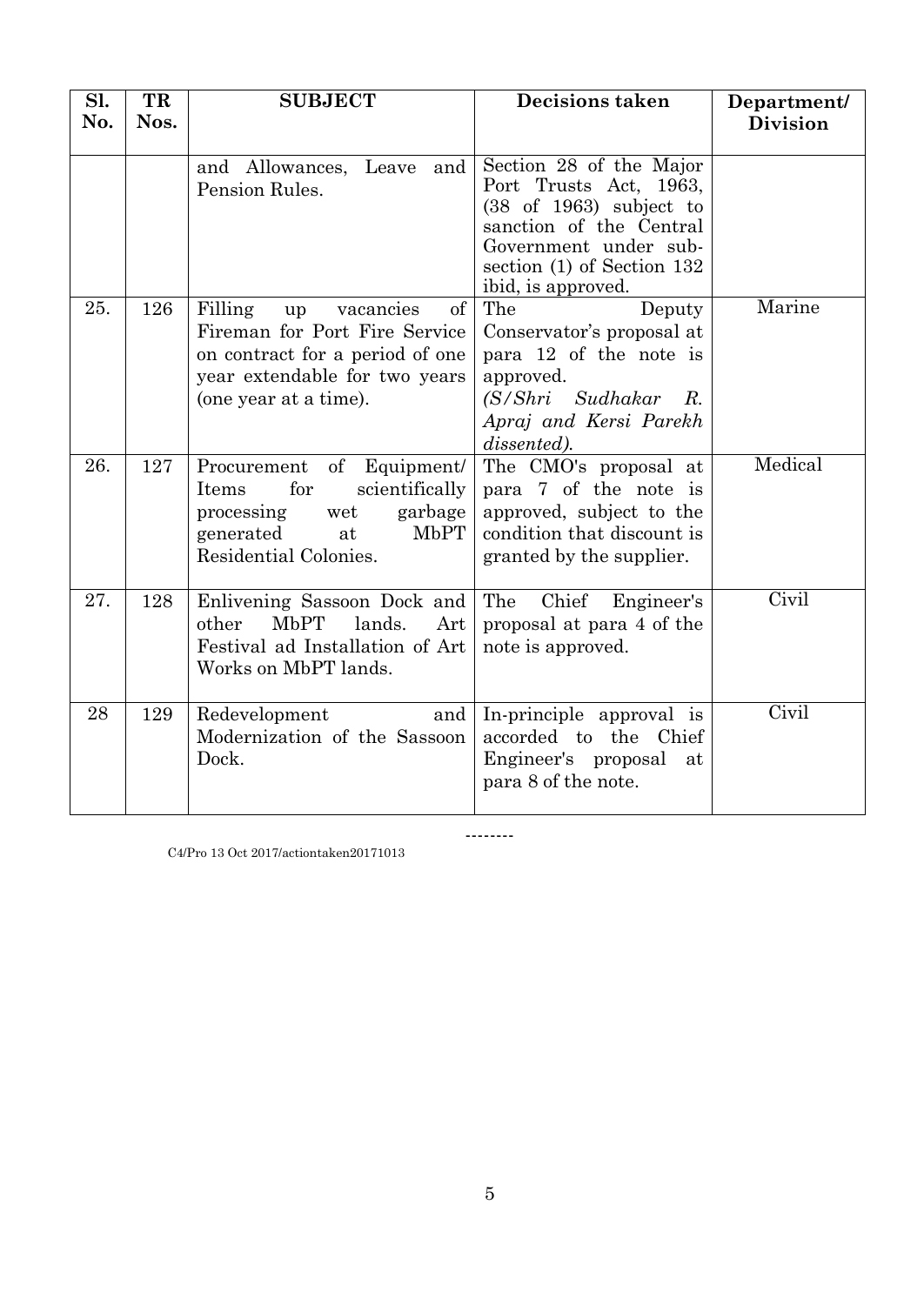| Sl. No. | TR Nos. | SUBJECT | Decisions taken | Department/ Division |
| --- | --- | --- | --- | --- |
| | | and Allowances, Leave and Pension Rules. | Section 28 of the Major Port Trusts Act, 1963, (38 of 1963) subject to sanction of the Central Government under sub-section (1) of Section 132 ibid, is approved. | |
| 25. | 126 | Filling up vacancies of Fireman for Port Fire Service on contract for a period of one year extendable for two years (one year at a time). | The Deputy Conservator's proposal at para 12 of the note is approved. *(S/Shri Sudhakar R. Apraj and Kersi Parekh dissented).* | Marine |
| 26. | 127 | Procurement of Equipment/ Items for scientifically processing wet garbage generated at MbPT Residential Colonies. | The CMO's proposal at para 7 of the note is approved, subject to the condition that discount is granted by the supplier. | Medical |
| 27. | 128 | Enlivening Sassoon Dock and other MbPT lands. Art Festival ad Installation of Art Works on MbPT lands. | The Chief Engineer's proposal at para 4 of the note is approved. | Civil |
| 28 | 129 | Redevelopment and Modernization of the Sassoon Dock. | In-principle approval is accorded to the Chief Engineer's proposal at para 8 of the note. | Civil |

--------

C4/Pro 13 Oct 2017/actiontaken20171013